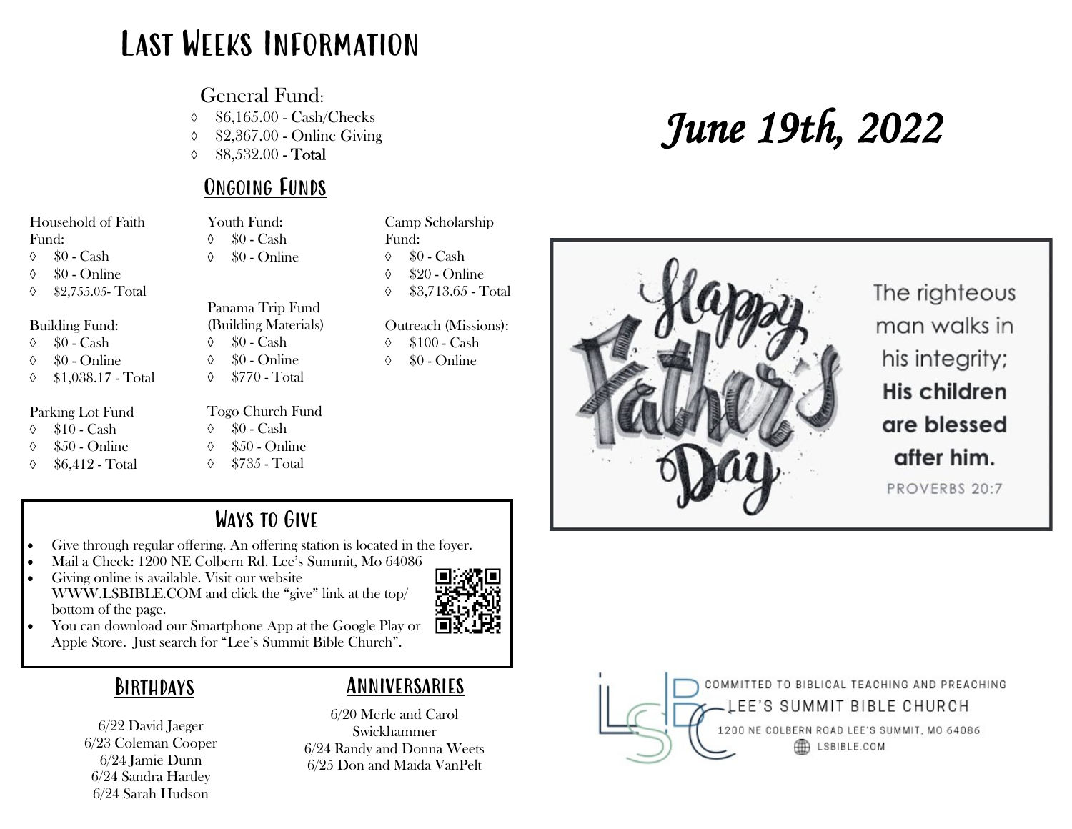# Last Weeks Information

General Fund:

- $6,165.00 - Cash/Checks
- $2,367.00 - Online Giving
- $8,532.00 - **Total**

## Ongoing Funds

Household of Faith Fund:

- $0 - Cash
- $0 - Online
- $2,755.05- Total

Building Fund:

- $0 - Cash
- $0 - Online
- $1,038.17 - Total

Parking Lot Fund

- $10 - Cash
- $50 - Online
- $6,412 - Total

Youth Fund:

- $0 - Cash
- $0 - Online

Panama Trip Fund (Building Materials)

- $0 - Cash
- $0 - Online
- $770 - Total

Togo Church Fund

- $0 - Cash
- $50 - Online
- $735 - Total

Camp Scholarship Fund:

- $0 - Cash
- $20 - Online
- $3,713.65 - Total

Outreach (Missions):

- $100 - Cash
- $0 - Online

## Ways to Give

- Give through regular offering. An offering station is located in the foyer.
- Mail a Check: 1200 NE Colbern Rd. Lee's Summit, Mo 64086
- Giving online is available. Visit our website WWW.LSBIBLE.COM and click the "give" link at the top/bottom of the page.
- You can download our Smartphone App at the Google Play or Apple Store. Just search for "Lee's Summit Bible Church".

## Birthdays

6/22 David Jaeger
6/23 Coleman Cooper
6/24 Jamie Dunn
6/24 Sandra Hartley
6/24 Sarah Hudson

## Anniversaries

6/20 Merle and Carol Swickhammer
6/24 Randy and Donna Weets
6/25 Don and Maida VanPelt

# *June 19th, 2022*

Happy Father's Day

The righteous man walks in his integrity; **His children are blessed after him.**

PROVERBS 20:7

COMMITTED TO BIBLICAL TEACHING AND PREACHING

LEE'S SUMMIT BIBLE CHURCH

1200 NE COLBERN ROAD LEE'S SUMMIT, MO 64086

LSBIBLE.COM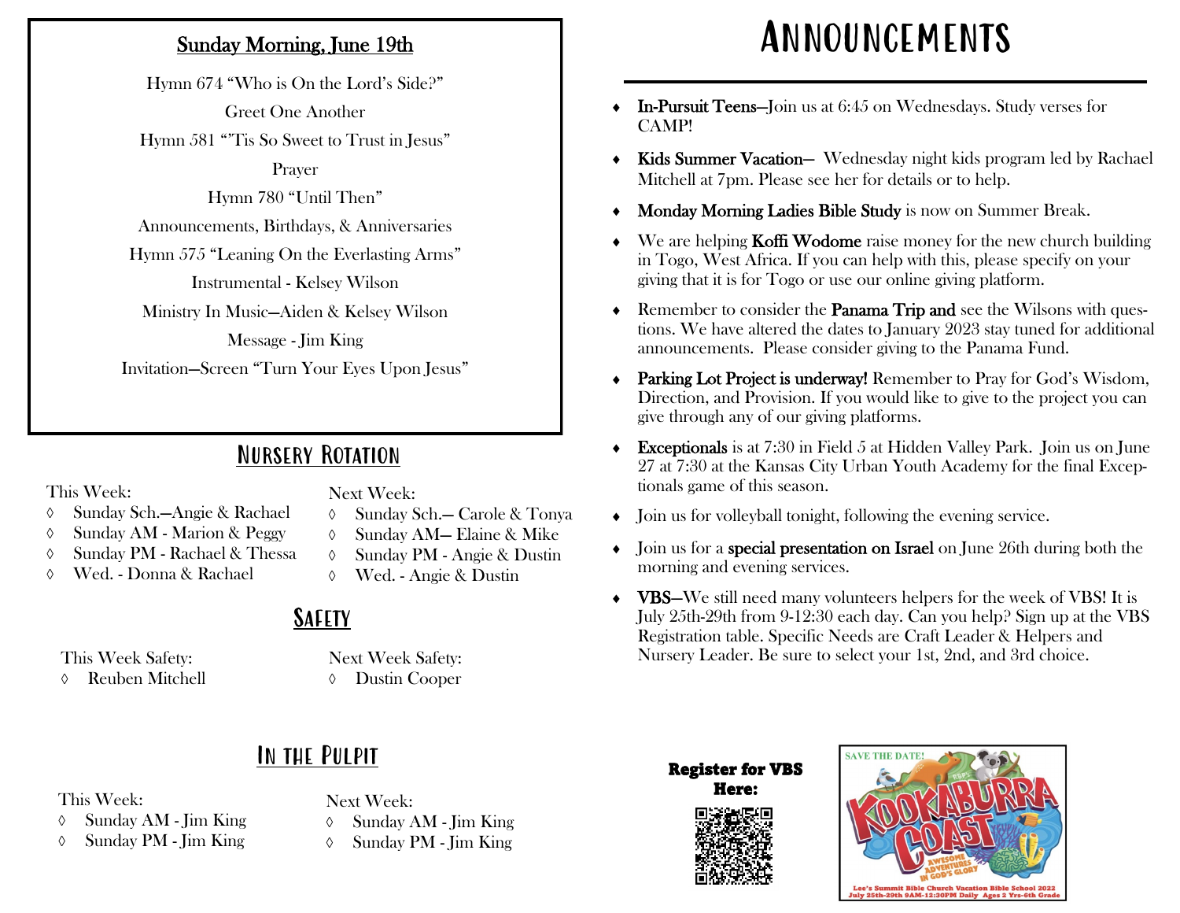## Sunday Morning, June 19th

Hymn 674 "Who is On the Lord's Side?"

Greet One Another

Hymn 581 "'Tis So Sweet to Trust in Jesus"

Prayer

Hymn 780 "Until Then"

Announcements, Birthdays, & Anniversaries

Hymn 575 "Leaning On the Everlasting Arms"

Instrumental - Kelsey Wilson

Ministry In Music—Aiden & Kelsey Wilson

Message - Jim King

Invitation—Screen "Turn Your Eyes Upon Jesus"

## Nursery Rotation

This Week:

- Sunday Sch.—Angie & Rachael
- Sunday AM - Marion & Peggy
- Sunday PM - Rachael & Thessa
- Wed. - Donna & Rachael

Next Week:

- Sunday Sch.— Carole & Tonya
- Sunday AM— Elaine & Mike
- Sunday PM - Angie & Dustin
- Wed. - Angie & Dustin

## Safety

This Week Safety:

- Reuben Mitchell

Next Week Safety:

- Dustin Cooper

## In the Pulpit

This Week:

- Sunday AM - Jim King
- Sunday PM - Jim King

Next Week:

- Sunday AM - Jim King
- Sunday PM - Jim King

# Announcements

- **In-Pursuit Teens**—Join us at 6:45 on Wednesdays. Study verses for CAMP!
- **Kids Summer Vacation**— Wednesday night kids program led by Rachael Mitchell at 7pm. Please see her for details or to help.
- **Monday Morning Ladies Bible Study** is now on Summer Break.
- We are helping **Koffi Wodome** raise money for the new church building in Togo, West Africa. If you can help with this, please specify on your giving that it is for Togo or use our online giving platform.
- Remember to consider the **Panama Trip and** see the Wilsons with questions. We have altered the dates to January 2023 stay tuned for additional announcements. Please consider giving to the Panama Fund.
- **Parking Lot Project is underway!** Remember to Pray for God's Wisdom, Direction, and Provision. If you would like to give to the project you can give through any of our giving platforms.
- **Exceptionals** is at 7:30 in Field 5 at Hidden Valley Park. Join us on June 27 at 7:30 at the Kansas City Urban Youth Academy for the final Exceptionals game of this season.
- Join us for volleyball tonight, following the evening service.
- Join us for a **special presentation on Israel** on June 26th during both the morning and evening services.
- **VBS**—We still need many volunteers helpers for the week of VBS! It is July 25th-29th from 9-12:30 each day. Can you help? Sign up at the VBS Registration table. Specific Needs are Craft Leader & Helpers and Nursery Leader. Be sure to select your 1st, 2nd, and 3rd choice.

**Register for VBS Here:**

SAVE THE DATE!

KOOKABURRA COAST

AWESOME ADVENTURES IN GOD'S GLORY

Lee's Summit Bible Church Vacation Bible School 2022

July 25th-29th 9AM-12:30PM Daily Ages 2 Yrs-6th Grade